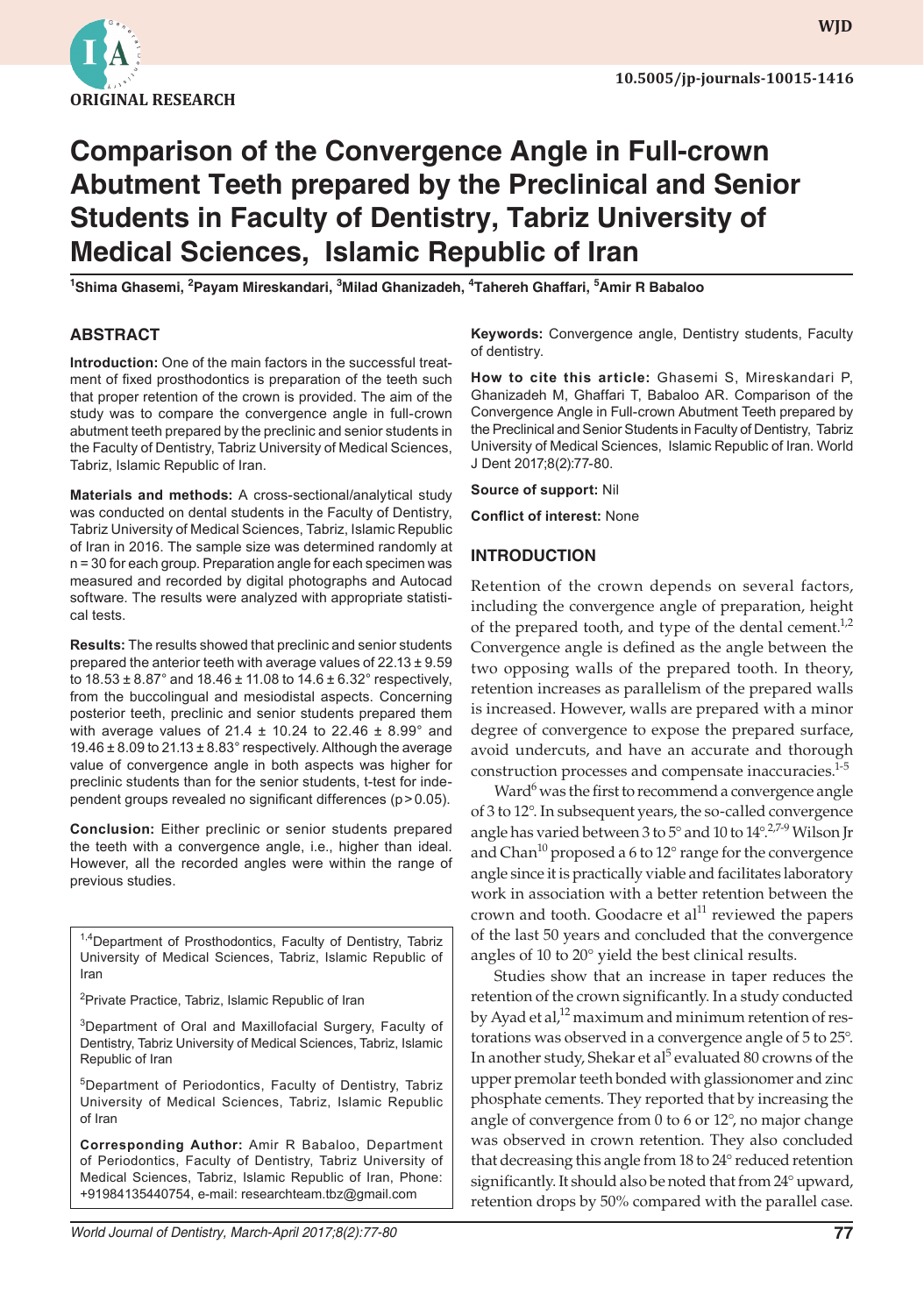ORIGINAL RESEARCH

10.5005/jp-journals-10015-1416

# Comparison of the Convergence Angle in Full-crown Abutment Teeth prepared by the Preclinical and Senior Students in Faculty of Dentistry, Tabriz University of Medical Sciences, Islamic Republic of Iran

[1]Shima Ghasemi, [2]Payam Mireskandari, [3]Milad Ghanizadeh, [4]Tahereh Ghaffari, [5]Amir R Babaloo

## ABSTRACT

**Introduction:** One of the main factors in the successful treatment of fixed prosthodontics is preparation of the teeth such that proper retention of the crown is provided. The aim of the study was to compare the convergence angle in full-crown abutment teeth prepared by the preclinic and senior students in the Faculty of Dentistry, Tabriz University of Medical Sciences, Tabriz, Islamic Republic of Iran.

**Materials and methods:** A cross-sectional/analytical study was conducted on dental students in the Faculty of Dentistry, Tabriz University of Medical Sciences, Tabriz, Islamic Republic of Iran in 2016. The sample size was determined randomly at n = 30 for each group. Preparation angle for each specimen was measured and recorded by digital photographs and Autocad software. The results were analyzed with appropriate statistical tests.

**Results:** The results showed that preclinic and senior students prepared the anterior teeth with average values of 22.13 ± 9.59 to 18.53 ± 8.87° and 18.46 ± 11.08 to 14.6 ± 6.32° respectively, from the buccolingual and mesiodistal aspects. Concerning posterior teeth, preclinic and senior students prepared them with average values of 21.4 ± 10.24 to 22.46 ± 8.99° and 19.46 ± 8.09 to 21.13 ± 8.83° respectively. Although the average value of convergence angle in both aspects was higher for preclinic students than for the senior students, t-test for independent groups revealed no significant differences ($p > 0.05$).

**Conclusion:** Either preclinic or senior students prepared the teeth with a convergence angle, i.e., higher than ideal. However, all the recorded angles were within the range of previous studies.

**Keywords:** Convergence angle, Dentistry students, Faculty of dentistry.

**How to cite this article:** Ghasemi S, Mireskandari P, Ghanizadeh M, Ghaffari T, Babaloo AR. Comparison of the Convergence Angle in Full-crown Abutment Teeth prepared by the Preclinical and Senior Students in Faculty of Dentistry, Tabriz University of Medical Sciences, Islamic Republic of Iran. World J Dent 2017;8(2):77-80.

**Source of support:** Nil

**Conflict of interest:** None

[1,4]Department of Prosthodontics, Faculty of Dentistry, Tabriz University of Medical Sciences, Tabriz, Islamic Republic of Iran

[2]Private Practice, Tabriz, Islamic Republic of Iran

[3]Department of Oral and Maxillofacial Surgery, Faculty of Dentistry, Tabriz University of Medical Sciences, Tabriz, Islamic Republic of Iran

[5]Department of Periodontics, Faculty of Dentistry, Tabriz University of Medical Sciences, Tabriz, Islamic Republic of Iran

**Corresponding Author:** Amir R Babaloo, Department of Periodontics, Faculty of Dentistry, Tabriz University of Medical Sciences, Tabriz, Islamic Republic of Iran, Phone: +91984135440754, e-mail: researchteam.tbz@gmail.com

## INTRODUCTION

Retention of the crown depends on several factors, including the convergence angle of preparation, height of the prepared tooth, and type of the dental cement.[1,2] Convergence angle is defined as the angle between the two opposing walls of the prepared tooth. In theory, retention increases as parallelism of the prepared walls is increased. However, walls are prepared with a minor degree of convergence to expose the prepared surface, avoid undercuts, and have an accurate and thorough construction processes and compensate inaccuracies.[1-5]

Ward[6] was the first to recommend a convergence angle of 3 to 12°. In subsequent years, the so-called convergence angle has varied between 3 to 5° and 10 to 14°.[2,7-9] Wilson Jr and Chan[10] proposed a 6 to 12° range for the convergence angle since it is practically viable and facilitates laboratory work in association with a better retention between the crown and tooth. Goodacre et al[11] reviewed the papers of the last 50 years and concluded that the convergence angles of 10 to 20° yield the best clinical results.

Studies show that an increase in taper reduces the retention of the crown significantly. In a study conducted by Ayad et al,[12] maximum and minimum retention of restorations was observed in a convergence angle of 5 to 25°. In another study, Shekar et al[5] evaluated 80 crowns of the upper premolar teeth bonded with glassionomer and zinc phosphate cements. They reported that by increasing the angle of convergence from 0 to 6 or 12°, no major change was observed in crown retention. They also concluded that decreasing this angle from 18 to 24° reduced retention significantly. It should also be noted that from 24° upward, retention drops by 50% compared with the parallel case.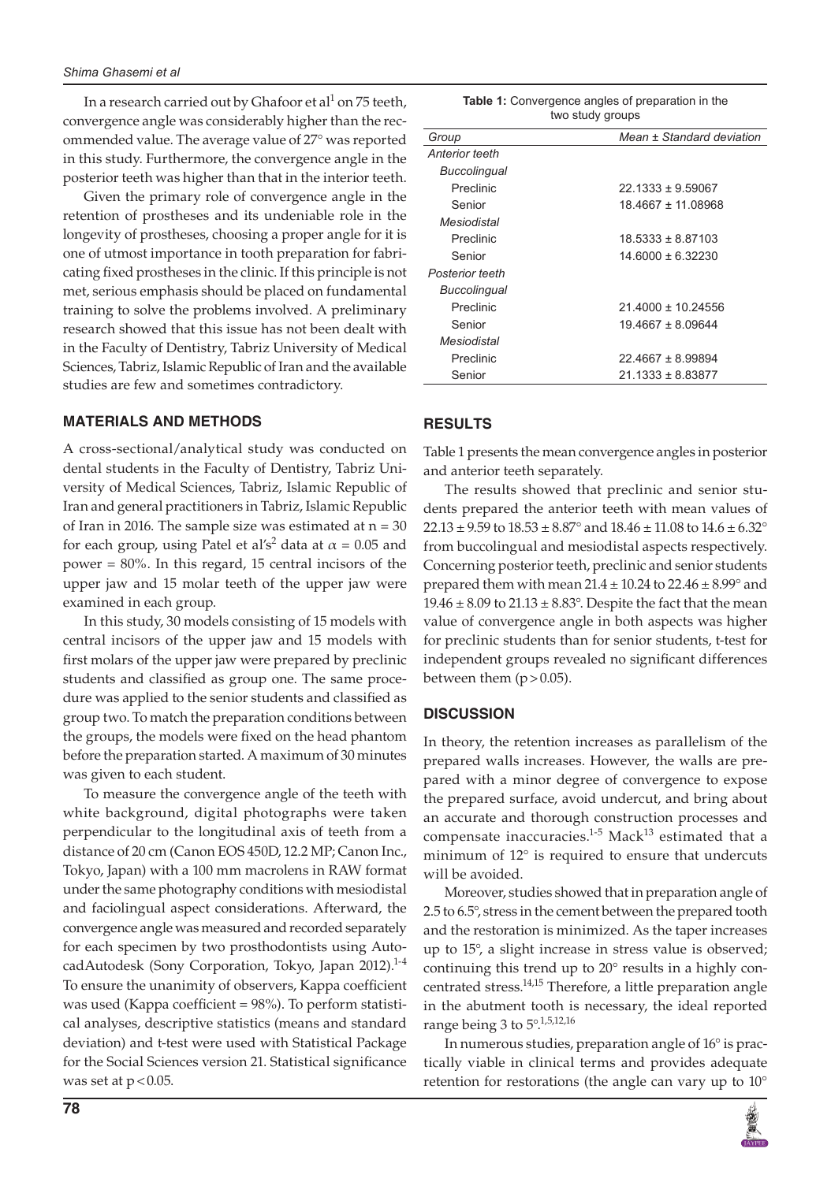In a research carried out by Ghafoor et al[1] on 75 teeth, convergence angle was considerably higher than the recommended value. The average value of 27° was reported in this study. Furthermore, the convergence angle in the posterior teeth was higher than that in the interior teeth.

Given the primary role of convergence angle in the retention of prostheses and its undeniable role in the longevity of prostheses, choosing a proper angle for it is one of utmost importance in tooth preparation for fabricating fixed prostheses in the clinic. If this principle is not met, serious emphasis should be placed on fundamental training to solve the problems involved. A preliminary research showed that this issue has not been dealt with in the Faculty of Dentistry, Tabriz University of Medical Sciences, Tabriz, Islamic Republic of Iran and the available studies are few and sometimes contradictory.

## MATERIALS AND METHODS

A cross-sectional/analytical study was conducted on dental students in the Faculty of Dentistry, Tabriz University of Medical Sciences, Tabriz, Islamic Republic of Iran and general practitioners in Tabriz, Islamic Republic of Iran in 2016. The sample size was estimated at $n = 30$ for each group, using Patel et al's[2] data at $\alpha = 0.05$ and power = 80%. In this regard, 15 central incisors of the upper jaw and 15 molar teeth of the upper jaw were examined in each group.

In this study, 30 models consisting of 15 models with central incisors of the upper jaw and 15 models with first molars of the upper jaw were prepared by preclinic students and classified as group one. The same procedure was applied to the senior students and classified as group two. To match the preparation conditions between the groups, the models were fixed on the head phantom before the preparation started. A maximum of 30 minutes was given to each student.

To measure the convergence angle of the teeth with white background, digital photographs were taken perpendicular to the longitudinal axis of teeth from a distance of 20 cm (Canon EOS 450D, 12.2 MP; Canon Inc., Tokyo, Japan) with a 100 mm macrolens in RAW format under the same photography conditions with mesiodistal and faciolingual aspect considerations. Afterward, the convergence angle was measured and recorded separately for each specimen by two prosthodontists using AutocadAutodesk (Sony Corporation, Tokyo, Japan 2012).[1-4] To ensure the unanimity of observers, Kappa coefficient was used (Kappa coefficient = 98%). To perform statistical analyses, descriptive statistics (means and standard deviation) and t-test were used with Statistical Package for the Social Sciences version 21. Statistical significance was set at $p < 0.05$.

**Table 1:** Convergence angles of preparation in the two study groups

| *Group* | *Mean ± Standard deviation* |
|---|---|
| *Anterior teeth* | |
| *Buccolingual* | |
| Preclinic | 22.1333 ± 9.59067 |
| Senior | 18.4667 ± 11.08968 |
| *Mesiodistal* | |
| Preclinic | 18.5333 ± 8.87103 |
| Senior | 14.6000 ± 6.32230 |
| *Posterior teeth* | |
| *Buccolingual* | |
| Preclinic | 21.4000 ± 10.24556 |
| Senior | 19.4667 ± 8.09644 |
| *Mesiodistal* | |
| Preclinic | 22.4667 ± 8.99894 |
| Senior | 21.1333 ± 8.83877 |

## RESULTS

Table 1 presents the mean convergence angles in posterior and anterior teeth separately.

The results showed that preclinic and senior students prepared the anterior teeth with mean values of 22.13 ± 9.59 to 18.53 ± 8.87° and 18.46 ± 11.08 to 14.6 ± 6.32° from buccolingual and mesiodistal aspects respectively. Concerning posterior teeth, preclinic and senior students prepared them with mean 21.4 ± 10.24 to 22.46 ± 8.99° and 19.46 ± 8.09 to 21.13 ± 8.83°. Despite the fact that the mean value of convergence angle in both aspects was higher for preclinic students than for senior students, t-test for independent groups revealed no significant differences between them ($p > 0.05$).

## DISCUSSION

In theory, the retention increases as parallelism of the prepared walls increases. However, the walls are prepared with a minor degree of convergence to expose the prepared surface, avoid undercut, and bring about an accurate and thorough construction processes and compensate inaccuracies.[1-5] Mack[13] estimated that a minimum of 12° is required to ensure that undercuts will be avoided.

Moreover, studies showed that in preparation angle of 2.5 to 6.5°, stress in the cement between the prepared tooth and the restoration is minimized. As the taper increases up to 15°, a slight increase in stress value is observed; continuing this trend up to 20° results in a highly concentrated stress.[14,15] Therefore, a little preparation angle in the abutment tooth is necessary, the ideal reported range being 3 to 5°.[1,5,12,16]

In numerous studies, preparation angle of 16° is practically viable in clinical terms and provides adequate retention for restorations (the angle can vary up to 10°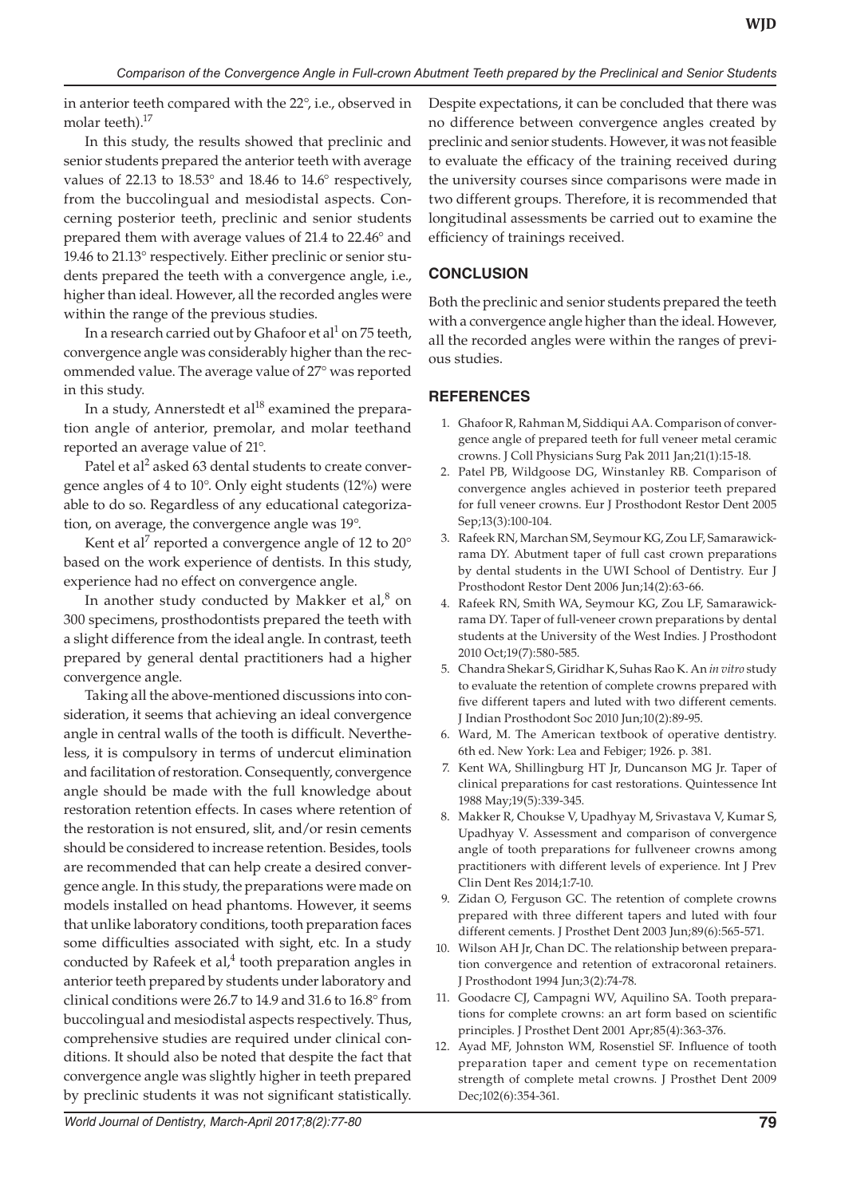in anterior teeth compared with the 22°, i.e., observed in molar teeth).[17]

In this study, the results showed that preclinic and senior students prepared the anterior teeth with average values of 22.13 to 18.53° and 18.46 to 14.6° respectively, from the buccolingual and mesiodistal aspects. Concerning posterior teeth, preclinic and senior students prepared them with average values of 21.4 to 22.46° and 19.46 to 21.13° respectively. Either preclinic or senior students prepared the teeth with a convergence angle, i.e., higher than ideal. However, all the recorded angles were within the range of the previous studies.

In a research carried out by Ghafoor et al[1] on 75 teeth, convergence angle was considerably higher than the recommended value. The average value of 27° was reported in this study.

In a study, Annerstedt et al[18] examined the preparation angle of anterior, premolar, and molar teethand reported an average value of 21°.

Patel et al[2] asked 63 dental students to create convergence angles of 4 to 10°. Only eight students (12%) were able to do so. Regardless of any educational categorization, on average, the convergence angle was 19°.

Kent et al[7] reported a convergence angle of 12 to 20° based on the work experience of dentists. In this study, experience had no effect on convergence angle.

In another study conducted by Makker et al,[8] on 300 specimens, prosthodontists prepared the teeth with a slight difference from the ideal angle. In contrast, teeth prepared by general dental practitioners had a higher convergence angle.

Taking all the above-mentioned discussions into consideration, it seems that achieving an ideal convergence angle in central walls of the tooth is difficult. Nevertheless, it is compulsory in terms of undercut elimination and facilitation of restoration. Consequently, convergence angle should be made with the full knowledge about restoration retention effects. In cases where retention of the restoration is not ensured, slit, and/or resin cements should be considered to increase retention. Besides, tools are recommended that can help create a desired convergence angle. In this study, the preparations were made on models installed on head phantoms. However, it seems that unlike laboratory conditions, tooth preparation faces some difficulties associated with sight, etc. In a study conducted by Rafeek et al,[4] tooth preparation angles in anterior teeth prepared by students under laboratory and clinical conditions were 26.7 to 14.9 and 31.6 to 16.8° from buccolingual and mesiodistal aspects respectively. Thus, comprehensive studies are required under clinical conditions. It should also be noted that despite the fact that convergence angle was slightly higher in teeth prepared by preclinic students it was not significant statistically. Despite expectations, it can be concluded that there was no difference between convergence angles created by preclinic and senior students. However, it was not feasible to evaluate the efficacy of the training received during the university courses since comparisons were made in two different groups. Therefore, it is recommended that longitudinal assessments be carried out to examine the efficiency of trainings received.

## CONCLUSION

Both the preclinic and senior students prepared the teeth with a convergence angle higher than the ideal. However, all the recorded angles were within the ranges of previous studies.

## REFERENCES

1. Ghafoor R, Rahman M, Siddiqui AA. Comparison of convergence angle of prepared teeth for full veneer metal ceramic crowns. J Coll Physicians Surg Pak 2011 Jan;21(1):15-18.
2. Patel PB, Wildgoose DG, Winstanley RB. Comparison of convergence angles achieved in posterior teeth prepared for full veneer crowns. Eur J Prosthodont Restor Dent 2005 Sep;13(3):100-104.
3. Rafeek RN, Marchan SM, Seymour KG, Zou LF, Samarawickrama DY. Abutment taper of full cast crown preparations by dental students in the UWI School of Dentistry. Eur J Prosthodont Restor Dent 2006 Jun;14(2):63-66.
4. Rafeek RN, Smith WA, Seymour KG, Zou LF, Samarawickrama DY. Taper of full-veneer crown preparations by dental students at the University of the West Indies. J Prosthodont 2010 Oct;19(7):580-585.
5. Chandra Shekar S, Giridhar K, Suhas Rao K. An *in vitro* study to evaluate the retention of complete crowns prepared with five different tapers and luted with two different cements. J Indian Prosthodont Soc 2010 Jun;10(2):89-95.
6. Ward, M. The American textbook of operative dentistry. 6th ed. New York: Lea and Febiger; 1926. p. 381.
7. Kent WA, Shillingburg HT Jr, Duncanson MG Jr. Taper of clinical preparations for cast restorations. Quintessence Int 1988 May;19(5):339-345.
8. Makker R, Choukse V, Upadhyay M, Srivastava V, Kumar S, Upadhyay V. Assessment and comparison of convergence angle of tooth preparations for fullveneer crowns among practitioners with different levels of experience. Int J Prev Clin Dent Res 2014;1:7-10.
9. Zidan O, Ferguson GC. The retention of complete crowns prepared with three different tapers and luted with four different cements. J Prosthet Dent 2003 Jun;89(6):565-571.
10. Wilson AH Jr, Chan DC. The relationship between preparation convergence and retention of extracoronal retainers. J Prosthodont 1994 Jun;3(2):74-78.
11. Goodacre CJ, Campagni WV, Aquilino SA. Tooth preparations for complete crowns: an art form based on scientific principles. J Prosthet Dent 2001 Apr;85(4):363-376.
12. Ayad MF, Johnston WM, Rosenstiel SF. Influence of tooth preparation taper and cement type on recementation strength of complete metal crowns. J Prosthet Dent 2009 Dec;102(6):354-361.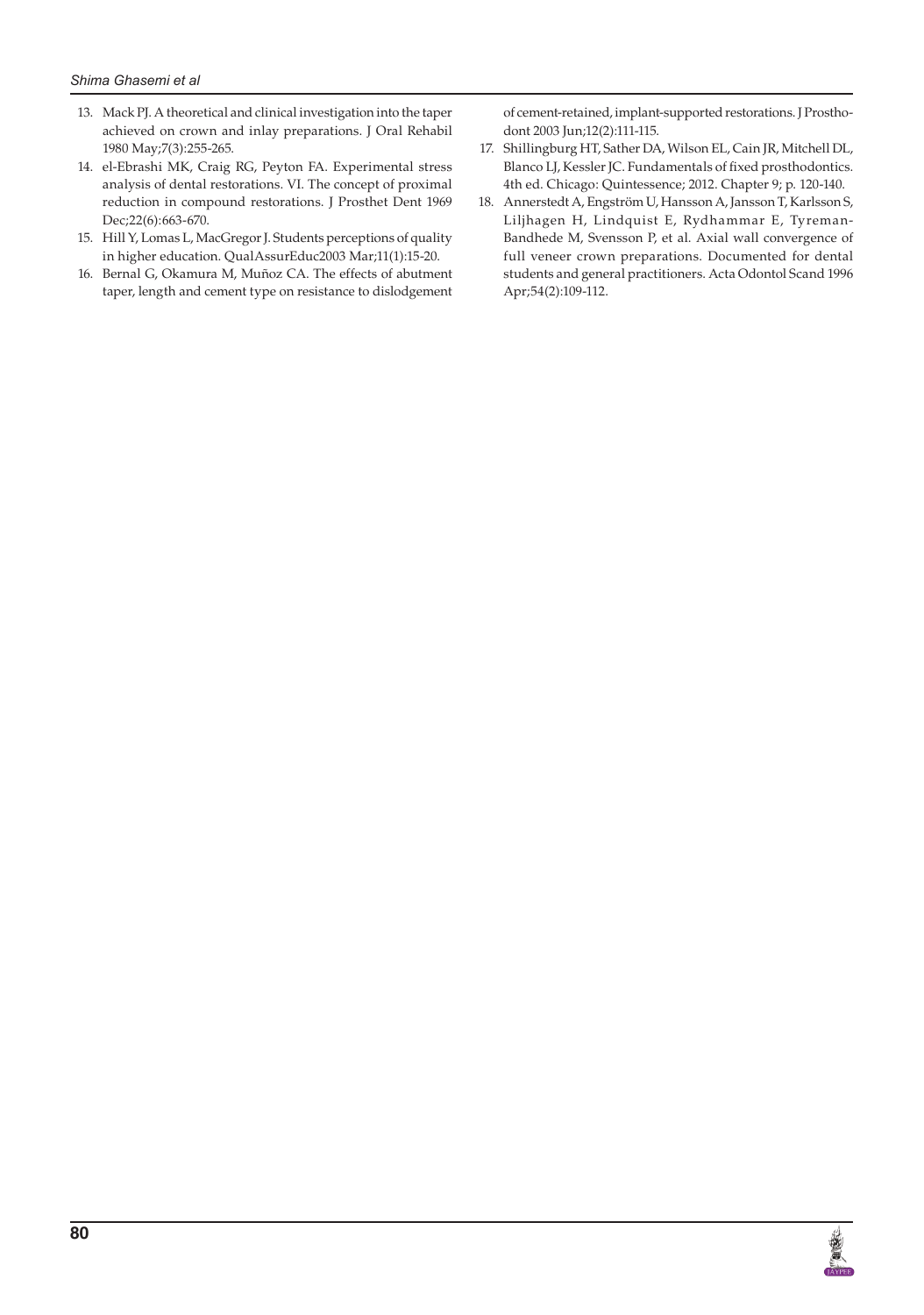13. Mack PJ. A theoretical and clinical investigation into the taper achieved on crown and inlay preparations. J Oral Rehabil 1980 May;7(3):255-265.
14. el-Ebrashi MK, Craig RG, Peyton FA. Experimental stress analysis of dental restorations. VI. The concept of proximal reduction in compound restorations. J Prosthet Dent 1969 Dec;22(6):663-670.
15. Hill Y, Lomas L, MacGregor J. Students perceptions of quality in higher education. QualAssurEduc2003 Mar;11(1):15-20.
16. Bernal G, Okamura M, Muñoz CA. The effects of abutment taper, length and cement type on resistance to dislodgement of cement-retained, implant-supported restorations. J Prosthodont 2003 Jun;12(2):111-115.
17. Shillingburg HT, Sather DA, Wilson EL, Cain JR, Mitchell DL, Blanco LJ, Kessler JC. Fundamentals of fixed prosthodontics. 4th ed. Chicago: Quintessence; 2012. Chapter 9; p. 120-140.
18. Annerstedt A, Engström U, Hansson A, Jansson T, Karlsson S, Liljhagen H, Lindquist E, Rydhammar E, Tyreman-Bandhede M, Svensson P, et al. Axial wall convergence of full veneer crown preparations. Documented for dental students and general practitioners. Acta Odontol Scand 1996 Apr;54(2):109-112.